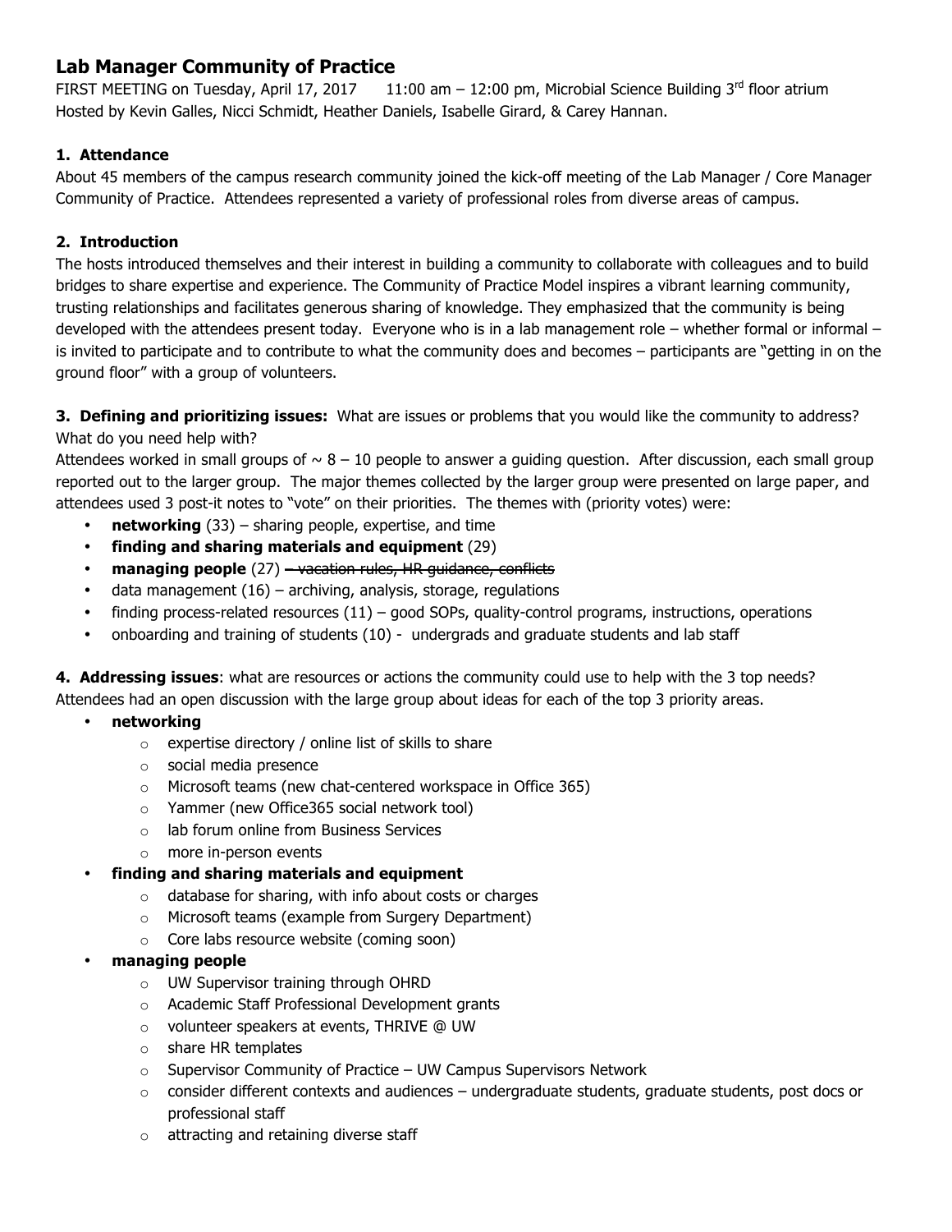# Lab Manager Community of Practice

FIRST MEETING on Tuesday, April 17, 2017    11:00 am – 12:00 pm, Microbial Science Building 3rd floor atrium
Hosted by Kevin Galles, Nicci Schmidt, Heather Daniels, Isabelle Girard, & Carey Hannan.

### 1. Attendance

About 45 members of the campus research community joined the kick-off meeting of the Lab Manager / Core Manager Community of Practice. Attendees represented a variety of professional roles from diverse areas of campus.

### 2. Introduction

The hosts introduced themselves and their interest in building a community to collaborate with colleagues and to build bridges to share expertise and experience. The Community of Practice Model inspires a vibrant learning community, trusting relationships and facilitates generous sharing of knowledge. They emphasized that the community is being developed with the attendees present today. Everyone who is in a lab management role – whether formal or informal – is invited to participate and to contribute to what the community does and becomes – participants are "getting in on the ground floor" with a group of volunteers.

**3. Defining and prioritizing issues:** What are issues or problems that you would like the community to address? What do you need help with?

Attendees worked in small groups of ~ 8 – 10 people to answer a guiding question. After discussion, each small group reported out to the larger group. The major themes collected by the larger group were presented on large paper, and attendees used 3 post-it notes to "vote" on their priorities. The themes with (priority votes) were:

- **networking** (33) – sharing people, expertise, and time
- **finding and sharing materials and equipment** (29)
- **managing people** (27) ~~– vacation rules, HR guidance, conflicts~~
- data management (16) – archiving, analysis, storage, regulations
- finding process-related resources (11) – good SOPs, quality-control programs, instructions, operations
- onboarding and training of students (10) - undergrads and graduate students and lab staff

**4. Addressing issues**: what are resources or actions the community could use to help with the 3 top needs?
Attendees had an open discussion with the large group about ideas for each of the top 3 priority areas.

- **networking**
  - expertise directory / online list of skills to share
  - social media presence
  - Microsoft teams (new chat-centered workspace in Office 365)
  - Yammer (new Office365 social network tool)
  - lab forum online from Business Services
  - more in-person events
- **finding and sharing materials and equipment**
  - database for sharing, with info about costs or charges
  - Microsoft teams (example from Surgery Department)
  - Core labs resource website (coming soon)
- **managing people**
  - UW Supervisor training through OHRD
  - Academic Staff Professional Development grants
  - volunteer speakers at events, THRIVE @ UW
  - share HR templates
  - Supervisor Community of Practice – UW Campus Supervisors Network
  - consider different contexts and audiences – undergraduate students, graduate students, post docs or professional staff
  - attracting and retaining diverse staff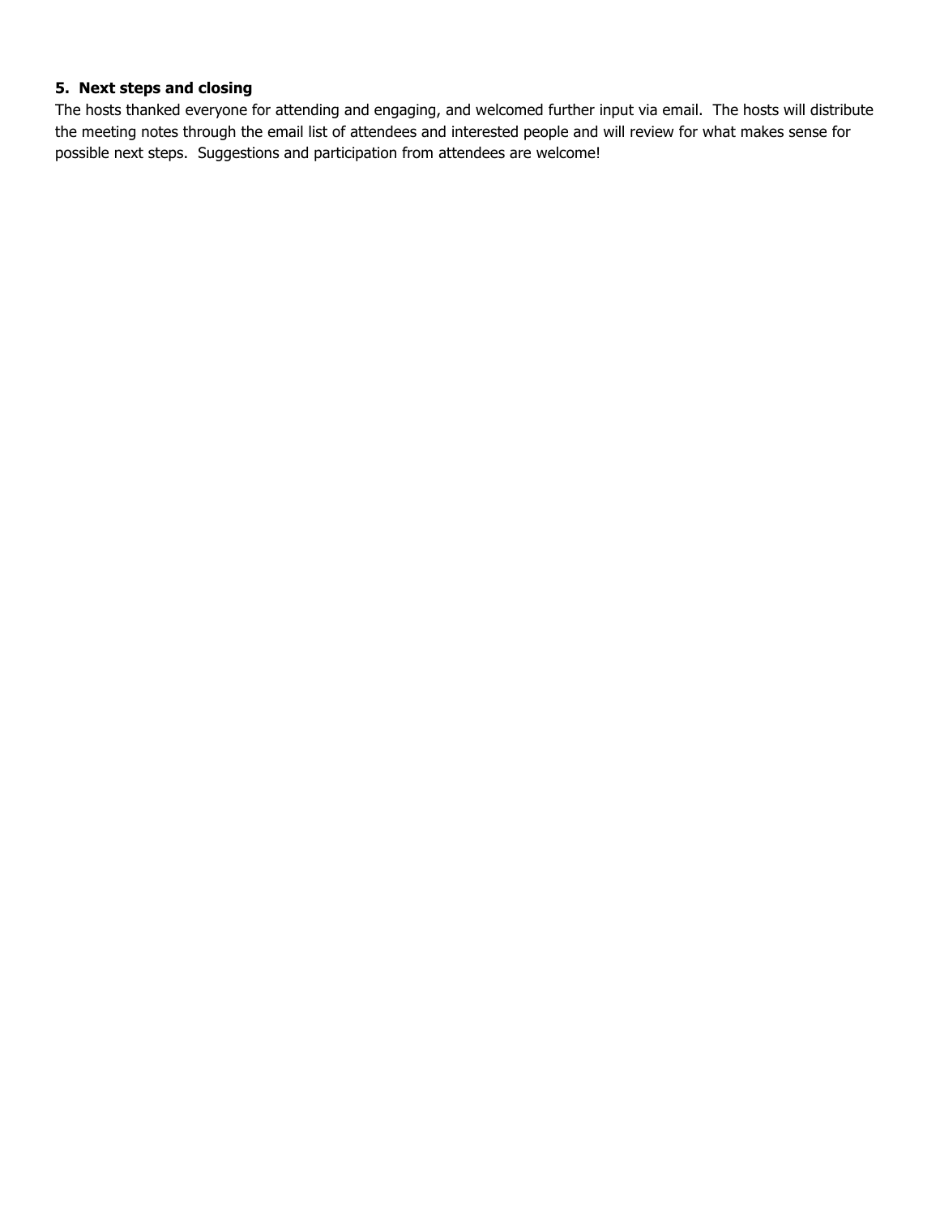**5. Next steps and closing**

The hosts thanked everyone for attending and engaging, and welcomed further input via email. The hosts will distribute the meeting notes through the email list of attendees and interested people and will review for what makes sense for possible next steps. Suggestions and participation from attendees are welcome!